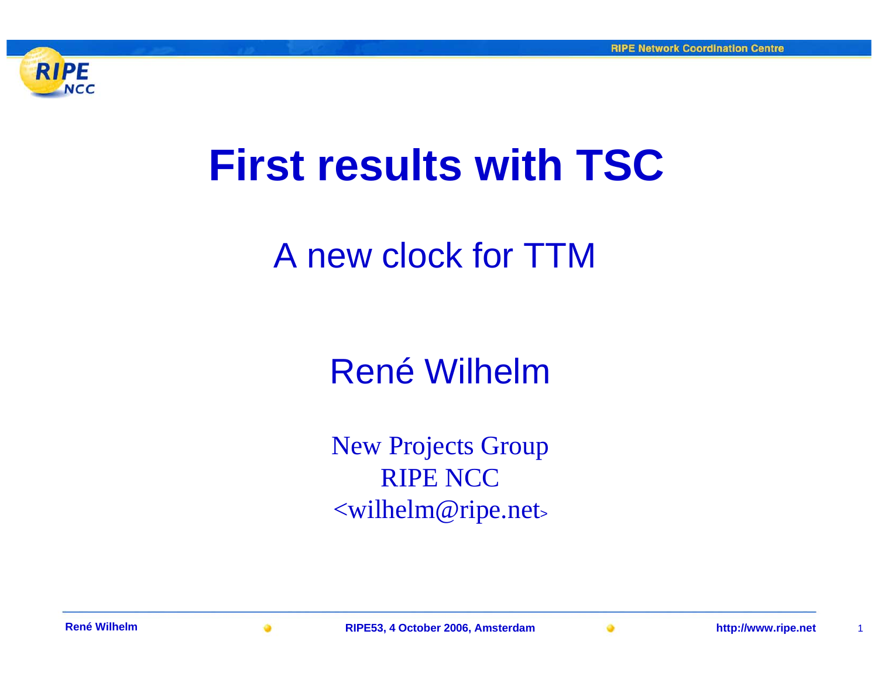# First results with TSC

## A new clock for TTM

René Wilhelm

New Projects Group
RIPE NCC
<wilhelm@ripe.net>

René Wilhelm • RIPE53, 4 October 2006, Amsterdam • http://www.ripe.net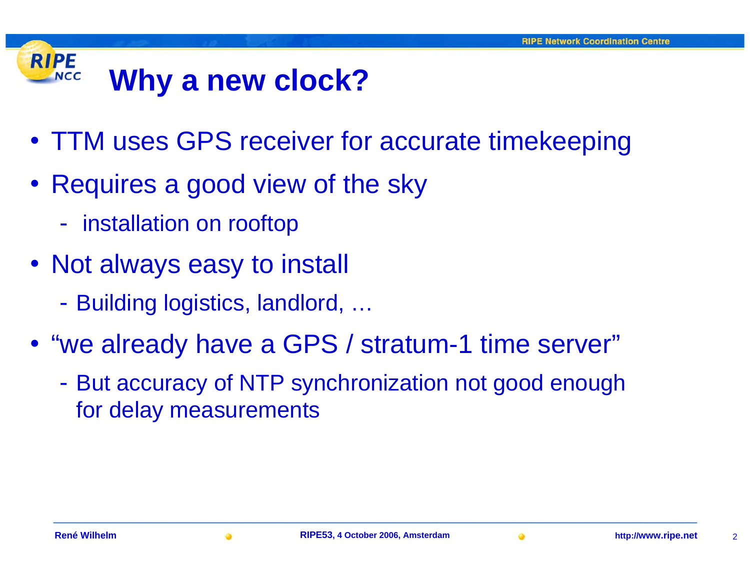# Why a new clock?

- TTM uses GPS receiver for accurate timekeeping
- Requires a good view of the sky
  - installation on rooftop
- Not always easy to install
  - Building logistics, landlord, …
- "we already have a GPS / stratum-1 time server"
  - But accuracy of NTP synchronization not good enough for delay measurements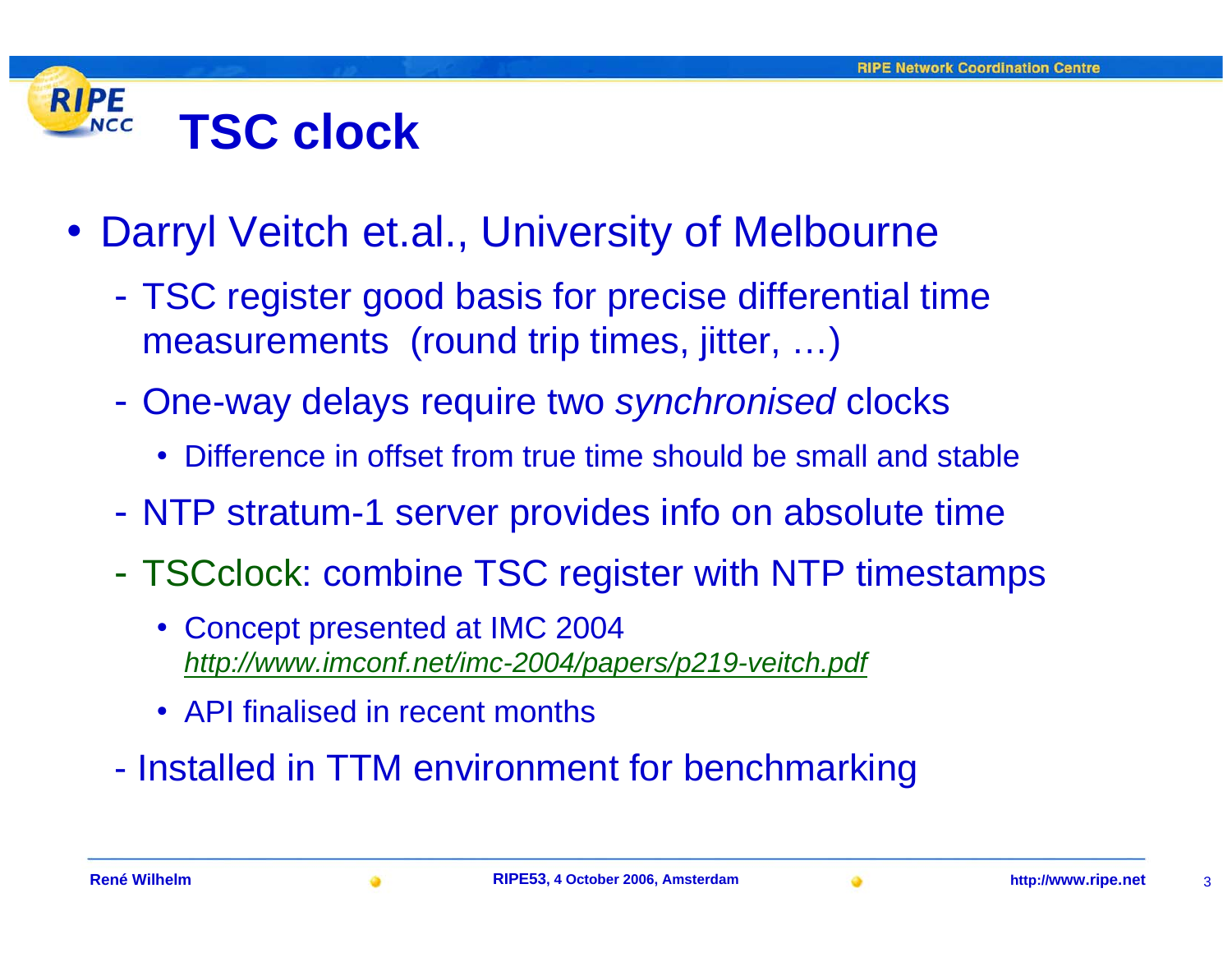# TSC clock

- Darryl Veitch et.al., University of Melbourne
  - TSC register good basis for precise differential time measurements (round trip times, jitter, …)
  - One-way delays require two *synchronised* clocks
    - Difference in offset from true time should be small and stable
  - NTP stratum-1 server provides info on absolute time
  - TSCclock: combine TSC register with NTP timestamps
    - Concept presented at IMC 2004 *http://www.imconf.net/imc-2004/papers/p219-veitch.pdf*
    - API finalised in recent months
  - Installed in TTM environment for benchmarking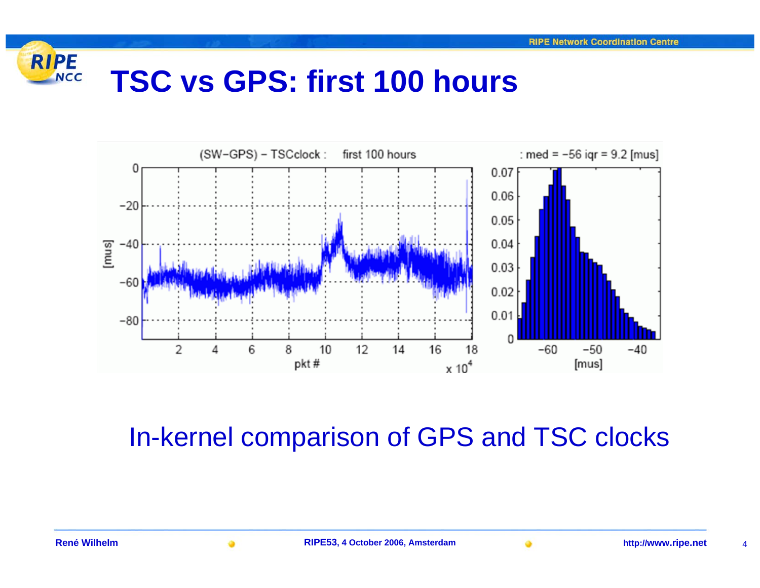# TSC vs GPS: first 100 hours

In-kernel comparison of GPS and TSC clocks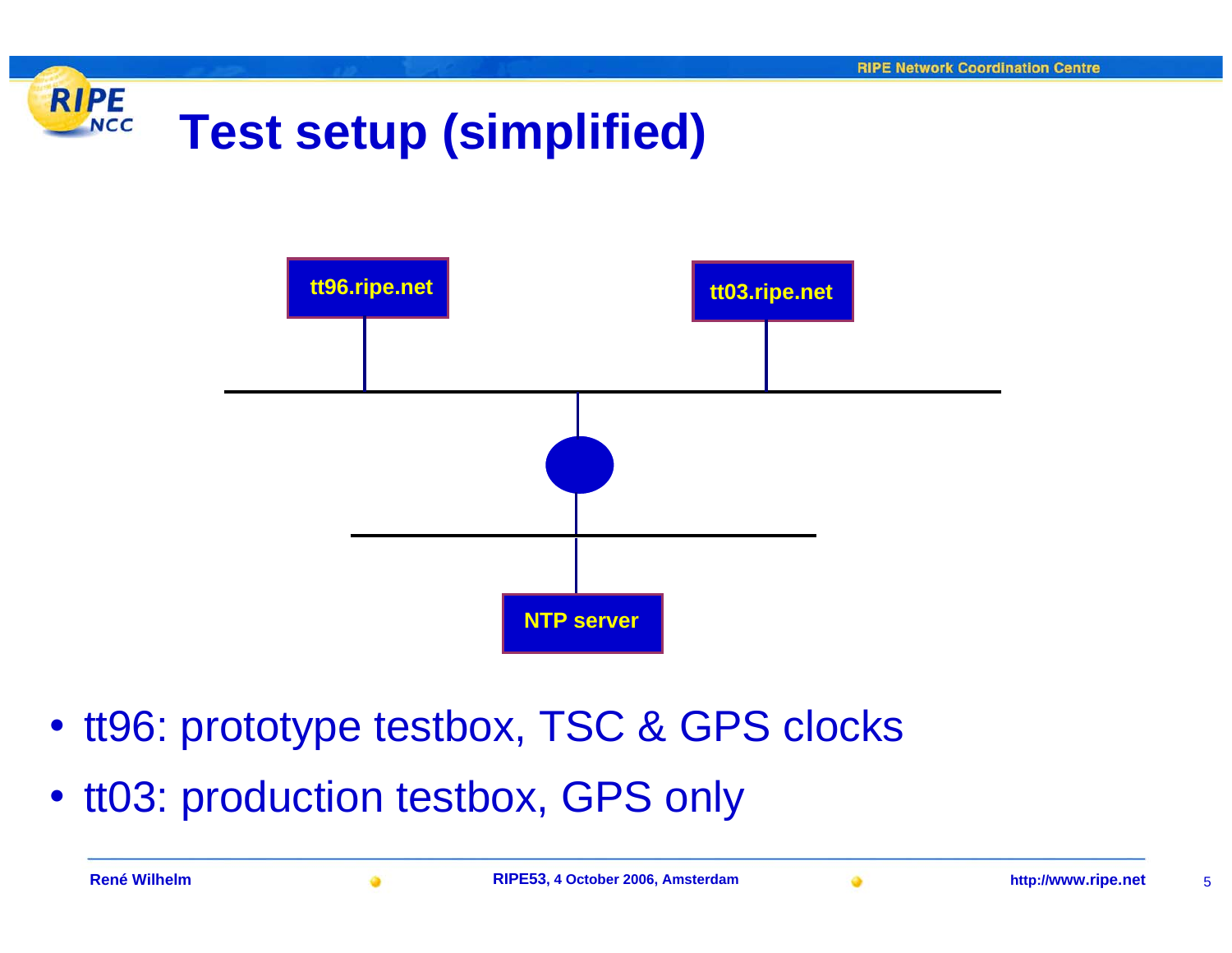# Test setup (simplified)

tt96.ripe.net

tt03.ripe.net

NTP server

- tt96: prototype testbox, TSC & GPS clocks
- tt03: production testbox, GPS only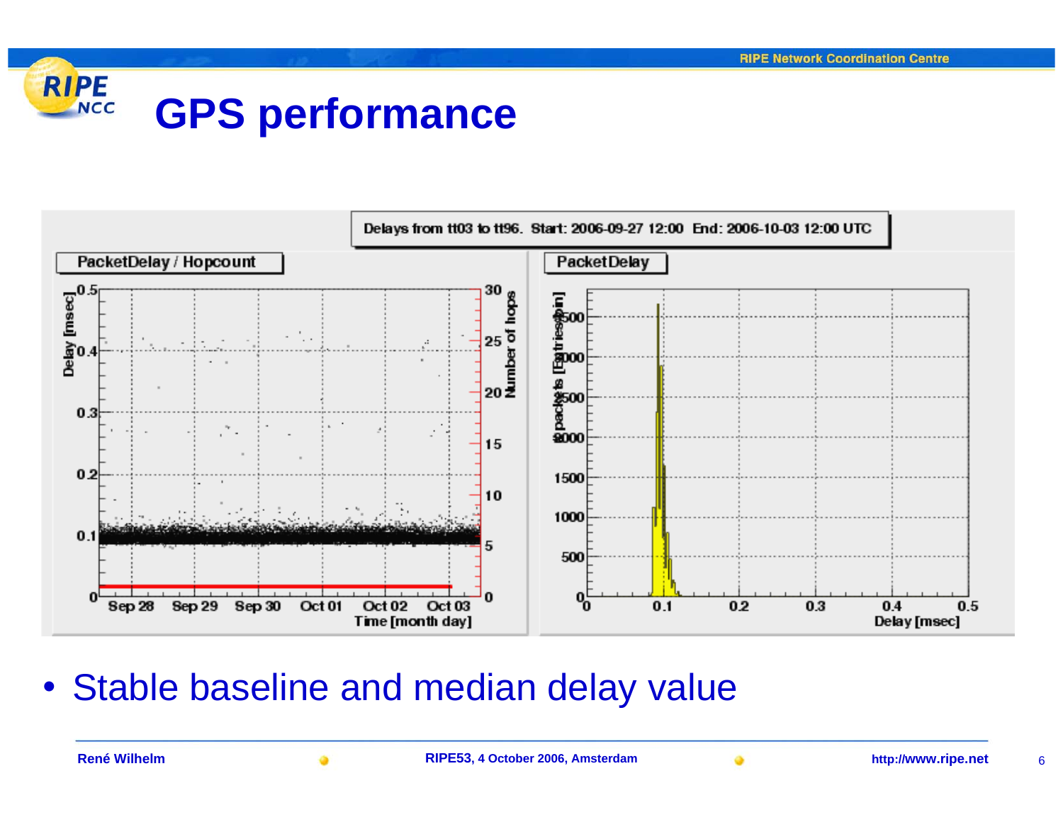# GPS performance

- Stable baseline and median delay value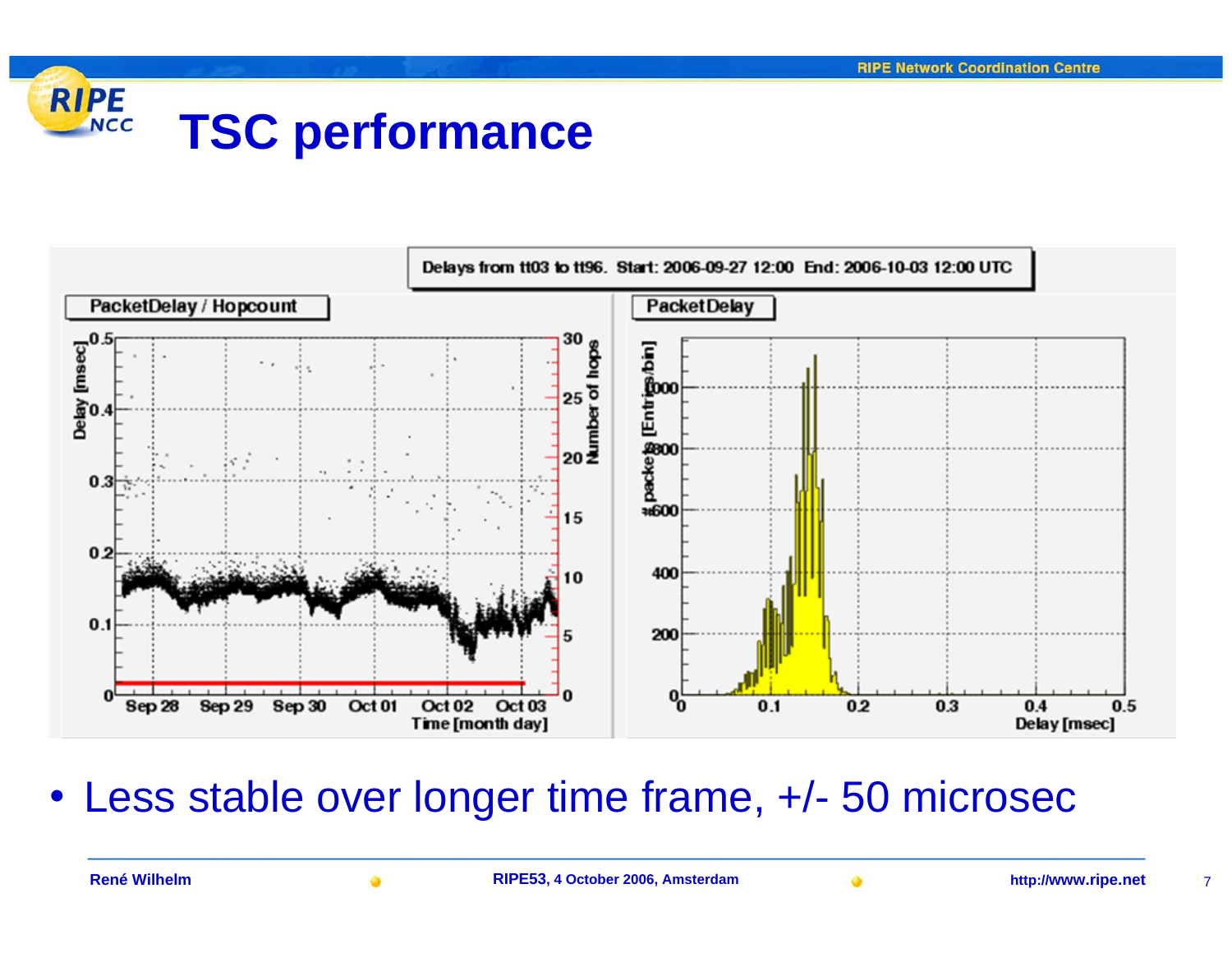# TSC performance

- Less stable over longer time frame, +/- 50 microsec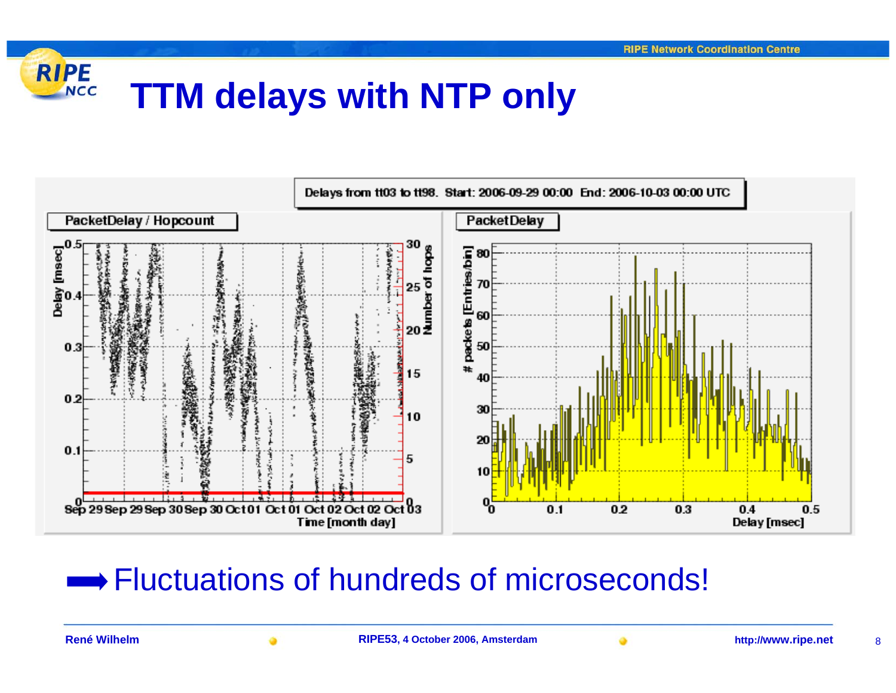# TTM delays with NTP only

Delays from tt03 to tt98. Start: 2006-09-29 00:00 End: 2006-10-03 00:00 UTC

➡ Fluctuations of hundreds of microseconds!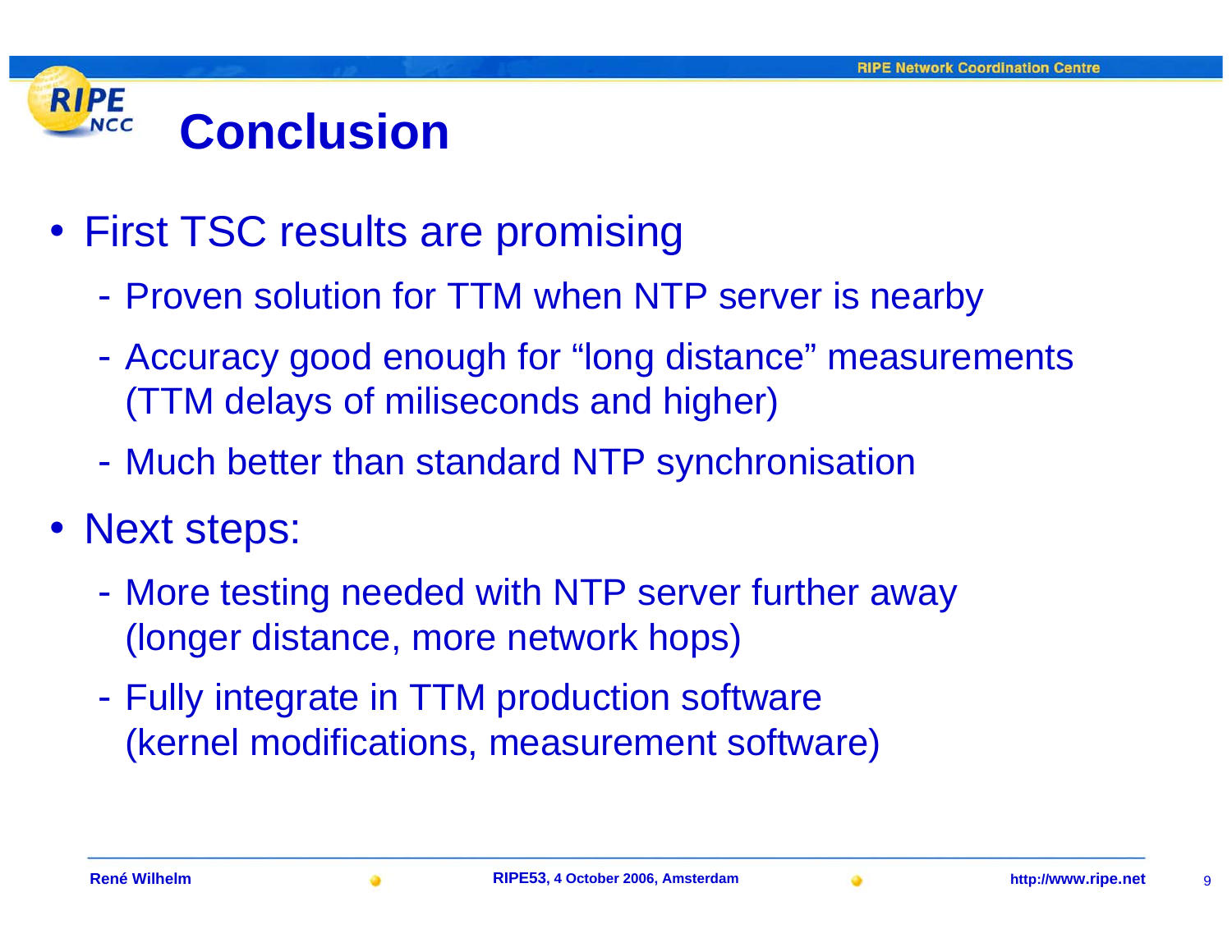# Conclusion

- First TSC results are promising
  - Proven solution for TTM when NTP server is nearby
  - Accuracy good enough for “long distance” measurements (TTM delays of miliseconds and higher)
  - Much better than standard NTP synchronisation
- Next steps:
  - More testing needed with NTP server further away (longer distance, more network hops)
  - Fully integrate in TTM production software (kernel modifications, measurement software)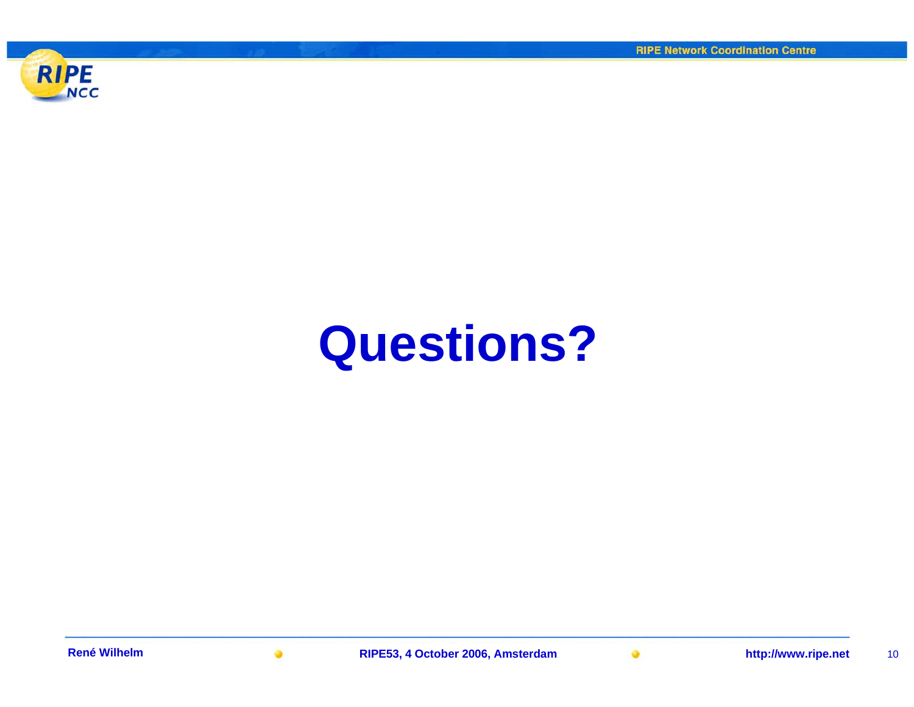# Questions?